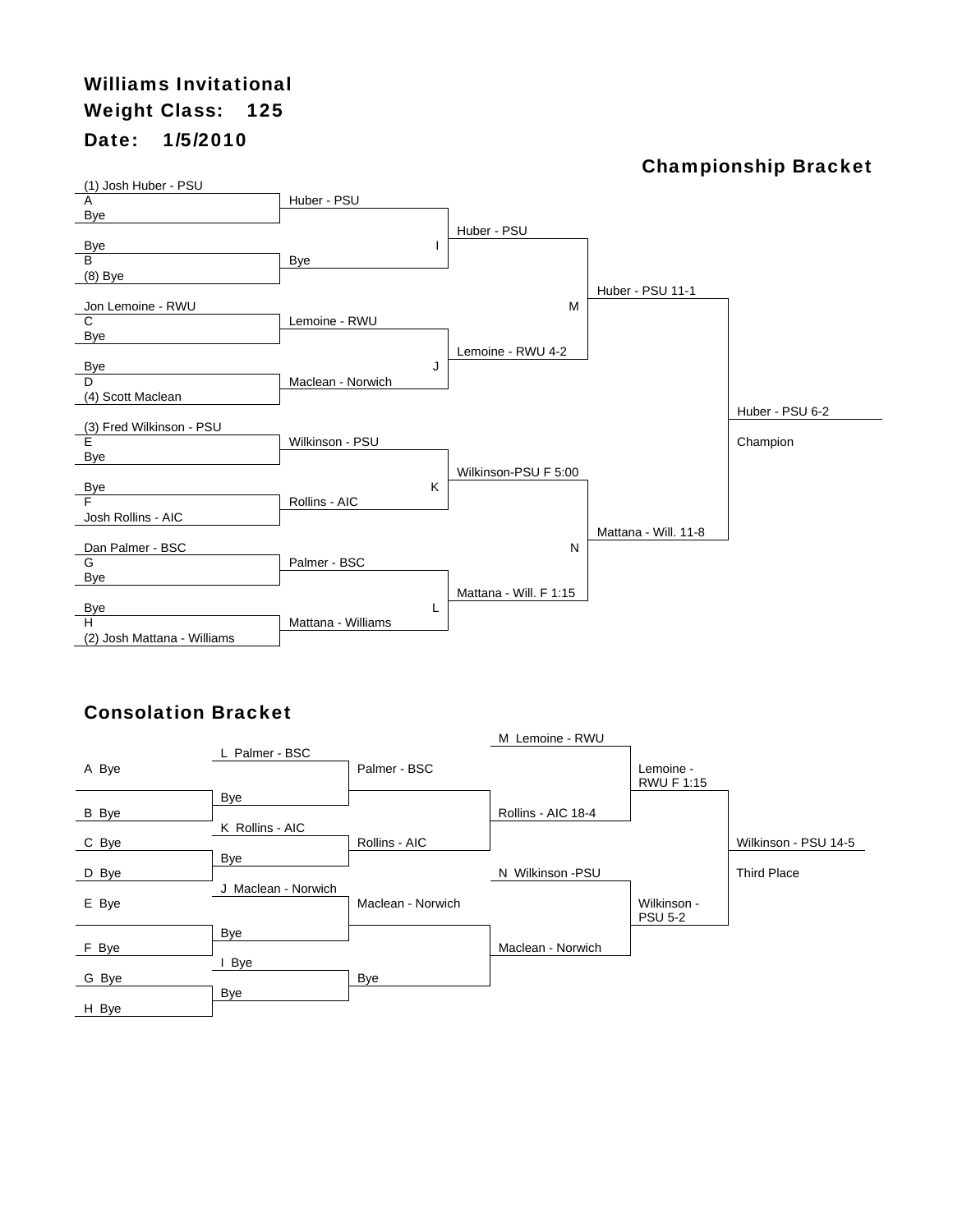# Williams Invitational

**Weight Class: 125**

**Date: 1/5/2010**

## Championship Bracket

| First Round | Quarterfinals | Semifinals | Finals | Champion |
| --- | --- | --- | --- | --- |
| (1) Josh Huber - PSU vs. Bye (A) | Huber - PSU | | | |
| Bye vs. (8) Bye (B) | Bye | | | |
| | I | Huber - PSU | | |
| Jon Lemoine - RWU vs. Bye (C) | Lemoine - RWU | | | |
| Bye vs. (4) Scott Maclean (D) | Maclean - Norwich | | | |
| | J | Lemoine - RWU 4-2 | | |
| | | M | Huber - PSU 11-1 | |
| (3) Fred Wilkinson - PSU vs. Bye (E) | Wilkinson - PSU | | | |
| Bye vs. Josh Rollins - AIC (F) | Rollins - AIC | | | |
| | K | Wilkinson-PSU F 5:00 | | |
| Dan Palmer - BSC vs. Bye (G) | Palmer - BSC | | | |
| Bye vs. (2) Josh Mattana - Williams (H) | Mattana - Williams | | | |
| | L | Mattana - Will. F 1:15 | | |
| | | N | Mattana - Will. 11-8 | |
| | | | | Huber - PSU 6-2 — Champion |

## Consolation Bracket

| First Round | Second Round | Third Round | Fourth Round | Semifinals | Third Place |
| --- | --- | --- | --- | --- | --- |
| A Bye | L Palmer - BSC | Palmer - BSC | M Lemoine - RWU | Lemoine - RWU F 1:15 | Wilkinson - PSU 14-5 |
| B Bye | Bye | | Rollins - AIC 18-4 | | Third Place |
| C Bye | K Rollins - AIC | Rollins - AIC | | | |
| D Bye | Bye | | | | |
| E Bye | J Maclean - Norwich | Maclean - Norwich | N Wilkinson -PSU | Wilkinson - PSU 5-2 | |
| F Bye | Bye | | Maclean - Norwich | | |
| G Bye | I Bye | Bye | | | |
| H Bye | Bye | | | | |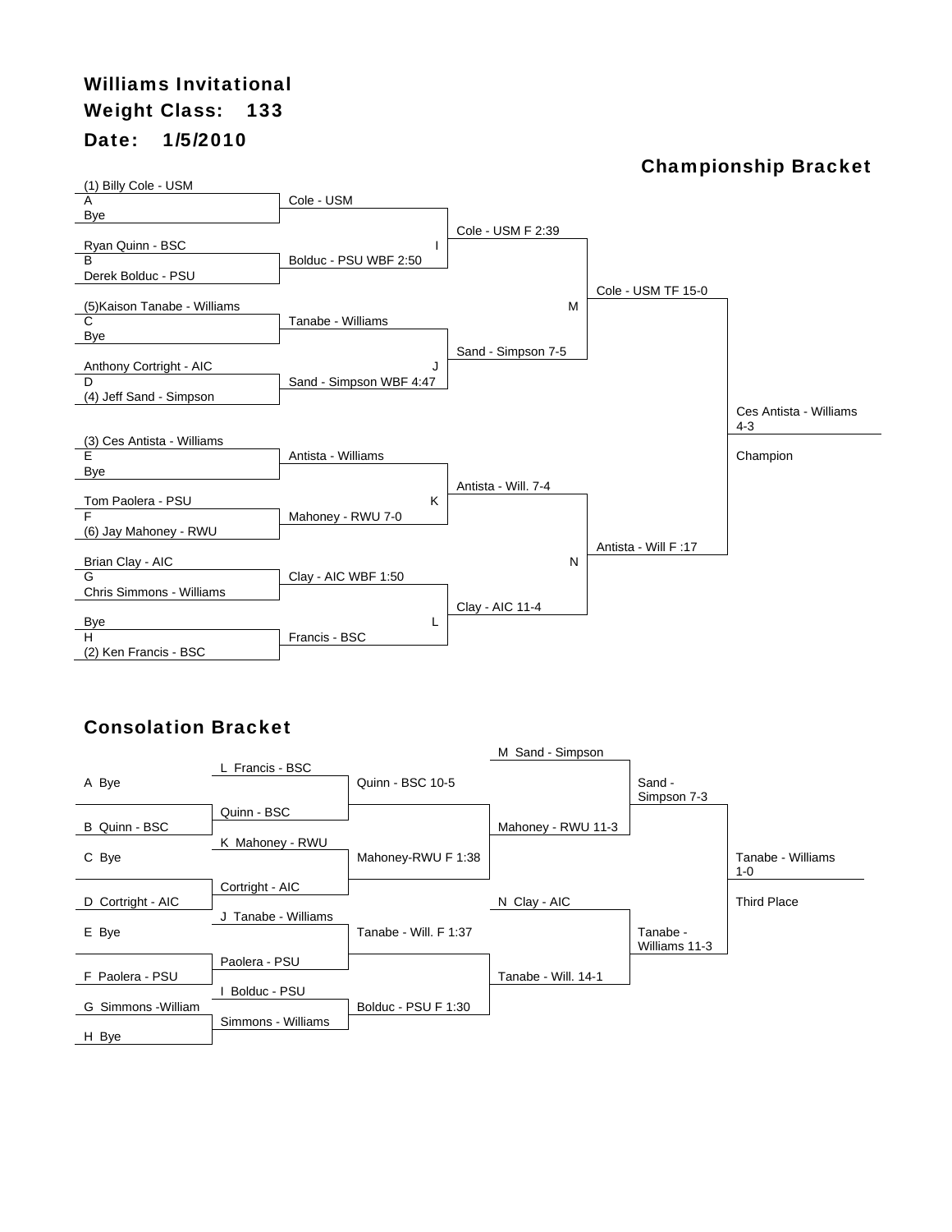# Williams Invitational

**Weight Class: 133**

**Date: 1/5/2010**

## Championship Bracket

| Bout | Wrestler 1 | Wrestler 2 | Result |
|---|---|---|---|
| A | (1) Billy Cole - USM | Bye | Cole - USM |
| B | Ryan Quinn - BSC | Derek Bolduc - PSU | Bolduc - PSU WBF 2:50 |
| C | (5)Kaison Tanabe - Williams | Bye | Tanabe - Williams |
| D | Anthony Cortright - AIC | (4) Jeff Sand - Simpson | Sand - Simpson WBF 4:47 |
| E | (3) Ces Antista - Williams | Bye | Antista - Williams |
| F | Tom Paolera - PSU | (6) Jay Mahoney - RWU | Mahoney - RWU 7-0 |
| G | Brian Clay - AIC | Chris Simmons - Williams | Clay - AIC WBF 1:50 |
| H | Bye | (2) Ken Francis - BSC | Francis - BSC |
| I | Cole - USM | Bolduc - PSU | Cole - USM F 2:39 |
| J | Tanabe - Williams | Sand - Simpson | Sand - Simpson 7-5 |
| K | Antista - Williams | Mahoney - RWU | Antista - Will. 7-4 |
| L | Clay - AIC | Francis - BSC | Clay - AIC 11-4 |
| M | Cole - USM | Sand - Simpson | Cole - USM TF 15-0 |
| N | Antista - Will. | Clay - AIC | Antista - Will F :17 |
| Final | Cole - USM | Antista - Will | Ces Antista - Williams 4-3 |

Champion: Ces Antista - Williams

## Consolation Bracket

| Round 1 | Round 2 | Round 3 | Round 4 | Semifinal | Third Place |
|---|---|---|---|---|---|
| A Bye / B Quinn - BSC | L Francis - BSC vs. Quinn - BSC | Quinn - BSC 10-5 | M Sand - Simpson vs. Mahoney - RWU 11-3 | Sand - Simpson 7-3 | Tanabe - Williams 1-0 |
| C Bye / D Cortright - AIC | K Mahoney - RWU vs. Cortright - AIC | Mahoney-RWU F 1:38 | | | |
| E Bye / F Paolera - PSU | J Tanabe - Williams vs. Paolera - PSU | Tanabe - Will. F 1:37 | N Clay - AIC vs. Tanabe - Will. 14-1 | Tanabe - Williams 11-3 | |
| G Simmons -William / H Bye | I Bolduc - PSU vs. Simmons - Williams | Bolduc - PSU F 1:30 | | | |

Third Place: Tanabe - Williams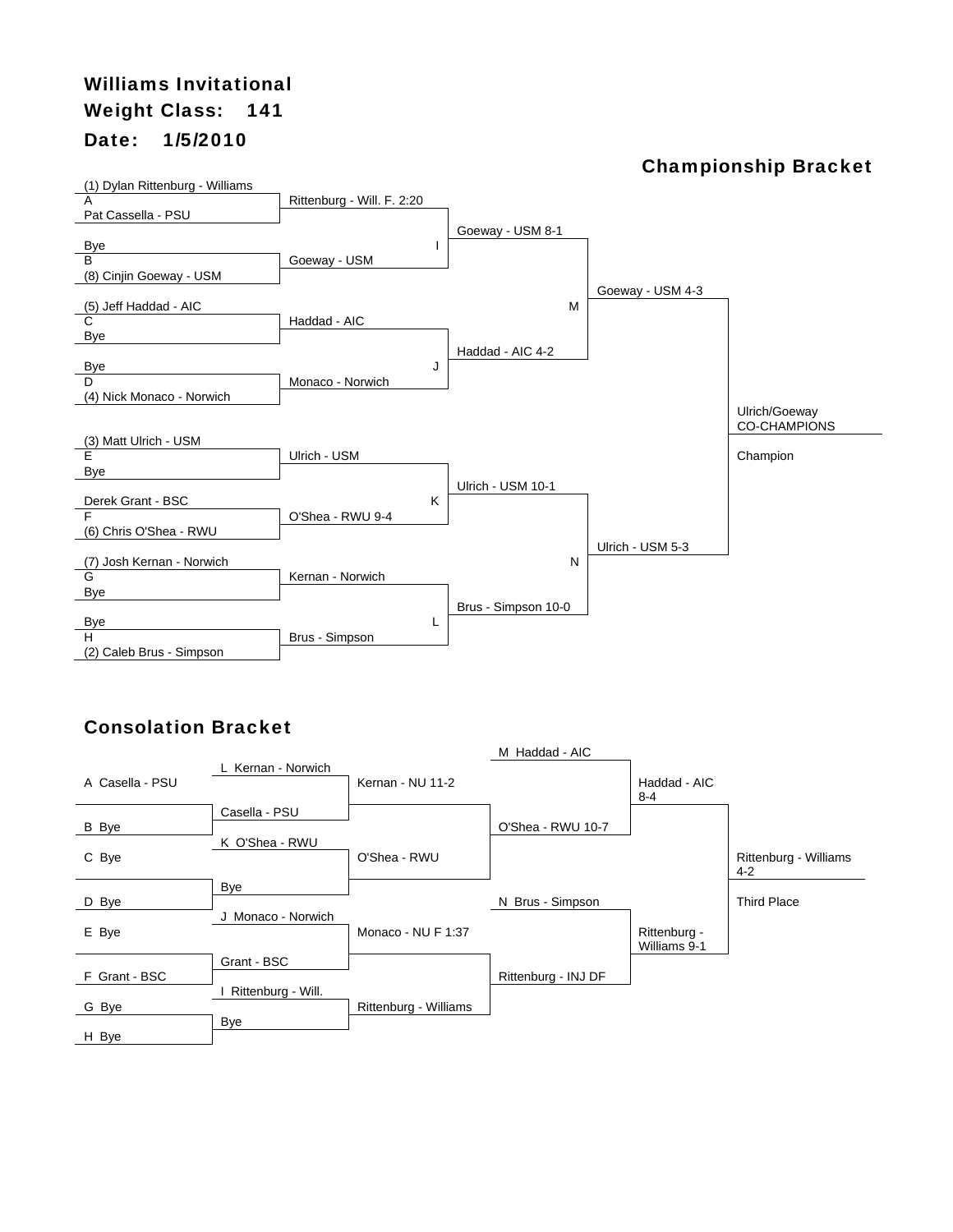# Williams Invitational

**Weight Class: 141**

**Date: 1/5/2010**

## Championship Bracket

### First Round

| Bout | Wrestler 1 | Wrestler 2 | Winner |
|---|---|---|---|
| A | (1) Dylan Rittenburg - Williams | Pat Cassella - PSU | Rittenburg - Will. F. 2:20 |
| B | Bye | (8) Cinjin Goeway - USM | Goeway - USM |
| C | (5) Jeff Haddad - AIC | Bye | Haddad - AIC |
| D | Bye | (4) Nick Monaco - Norwich | Monaco - Norwich |
| E | (3) Matt Ulrich - USM | Bye | Ulrich - USM |
| F | Derek Grant - BSC | (6) Chris O'Shea - RWU | O'Shea - RWU 9-4 |
| G | (7) Josh Kernan - Norwich | Bye | Kernan - Norwich |
| H | Bye | (2) Caleb Brus - Simpson | Brus - Simpson |

### Quarterfinals

| Bout | Winner |
|---|---|
| I | Goeway - USM 8-1 |
| J | Haddad - AIC 4-2 |
| K | Ulrich - USM 10-1 |
| L | Brus - Simpson 10-0 |

### Semifinals

| Bout | Winner |
|---|---|
| M | Goeway - USM 4-3 |
| N | Ulrich - USM 5-3 |

### Champion

Ulrich/Goeway CO-CHAMPIONS

Champion

## Consolation Bracket

### First Round

| Wrestler 1 | Wrestler 2 | Winner |
|---|---|---|
| A Casella - PSU | B Bye | Casella - PSU |
| C Bye | D Bye | Bye |
| E Bye | F Grant - BSC | Grant - BSC |
| G Bye | H Bye | Bye |

### Second Round

| Wrestler 1 | Wrestler 2 | Winner |
|---|---|---|
| L Kernan - Norwich | Casella - PSU | Kernan - NU 11-2 |
| K O'Shea - RWU | Bye | O'Shea - RWU |
| J Monaco - Norwich | Grant - BSC | Monaco - NU F 1:37 |
| I Rittenburg - Will. | Bye | Rittenburg - Williams |

### Third Round

| Wrestler 1 | Wrestler 2 | Winner |
|---|---|---|
| Kernan - NU 11-2 | O'Shea - RWU | O'Shea - RWU 10-7 |
| Monaco - NU F 1:37 | Rittenburg - Williams | Rittenburg - INJ DF |

### Consolation Semifinals

| Wrestler 1 | Wrestler 2 | Winner |
|---|---|---|
| M Haddad - AIC | O'Shea - RWU 10-7 | Haddad - AIC 8-4 |
| N Brus - Simpson | Rittenburg - INJ DF | Rittenburg - Williams 9-1 |

### Third Place

Rittenburg - Williams 4-2

Third Place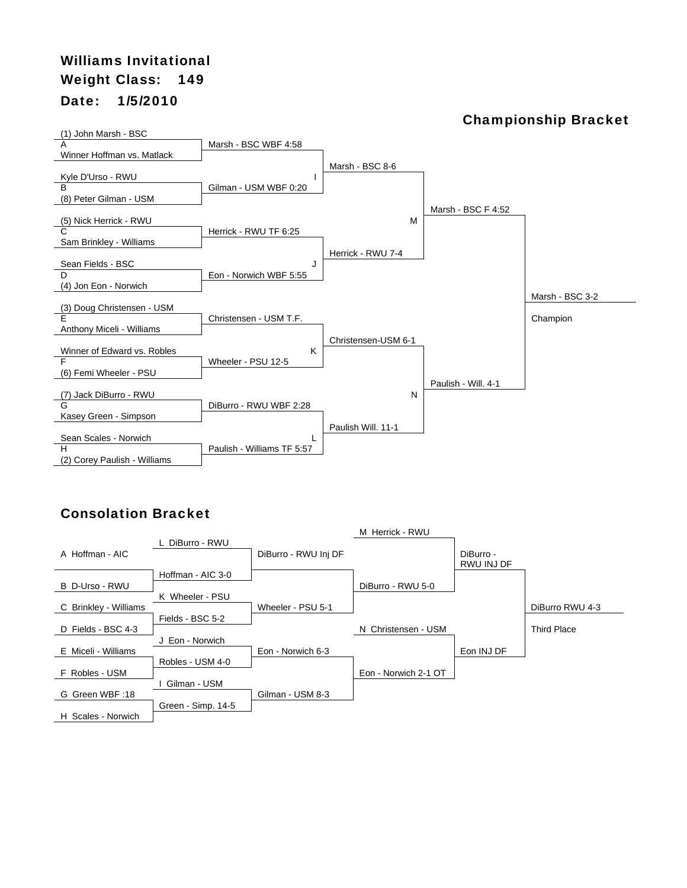# Williams Invitational

**Weight Class: 149**

**Date: 1/5/2010**

## Championship Bracket

### First Round

| Bout | Wrestler 1 | Wrestler 2 | Result |
|---|---|---|---|
| A | (1) John Marsh - BSC | Winner Hoffman vs. Matlack | Marsh - BSC WBF 4:58 |
| B | Kyle D'Urso - RWU | (8) Peter Gilman - USM | Gilman - USM WBF 0:20 |
| C | (5) Nick Herrick - RWU | Sam Brinkley - Williams | Herrick - RWU TF 6:25 |
| D | Sean Fields - BSC | (4) Jon Eon - Norwich | Eon - Norwich WBF 5:55 |
| E | (3) Doug Christensen - USM | Anthony Miceli - Williams | Christensen - USM T.F. |
| F | Winner of Edward vs. Robles | (6) Femi Wheeler - PSU | Wheeler - PSU 12-5 |
| G | (7) Jack DiBurro - RWU | Kasey Green - Simpson | DiBurro - RWU WBF 2:28 |
| H | Sean Scales - Norwich | (2) Corey Paulish - Williams | Paulish - Williams TF 5:57 |

### Quarterfinals

| Bout | Result |
|---|---|
| I | Marsh - BSC 8-6 |
| J | Herrick - RWU 7-4 |
| K | Christensen-USM 6-1 |
| L | Paulish Will. 11-1 |

### Semifinals

| Bout | Result |
|---|---|
| M | Marsh - BSC F 4:52 |
| N | Paulish - Will. 4-1 |

### Final

Marsh - BSC 3-2

Champion

## Consolation Bracket

### First Round

| Entry | Entry | Result |
|---|---|---|
| A Hoffman - AIC | B D-Urso - RWU | Hoffman - AIC 3-0 |
| C Brinkley - Williams | D Fields - BSC 4-3 | Fields - BSC 5-2 |
| E Miceli - Williams | F Robles - USM | Robles - USM 4-0 |
| G Green WBF :18 | H Scales - Norwich | Green - Simp. 14-5 |

### Second Round

| Entry | Entry | Result |
|---|---|---|
| L DiBurro - RWU | Hoffman - AIC 3-0 | DiBurro - RWU Inj DF |
| K Wheeler - PSU | Fields - BSC 5-2 | Wheeler - PSU 5-1 |
| J Eon - Norwich | Robles - USM 4-0 | Eon - Norwich 6-3 |
| I Gilman - USM | Green - Simp. 14-5 | Gilman - USM 8-3 |

### Third Round

| Entry | Entry | Result |
|---|---|---|
| DiBurro - RWU Inj DF | Wheeler - PSU 5-1 | DiBurro - RWU 5-0 |
| Eon - Norwich 6-3 | Gilman - USM 8-3 | Eon - Norwich 2-1 OT |

### Consolation Semifinals

| Entry | Entry | Result |
|---|---|---|
| M Herrick - RWU | DiBurro - RWU 5-0 | DiBurro - RWU INJ DF |
| N Christensen - USM | Eon - Norwich 2-1 OT | Eon INJ DF |

### Third Place

DiBurro RWU 4-3

Third Place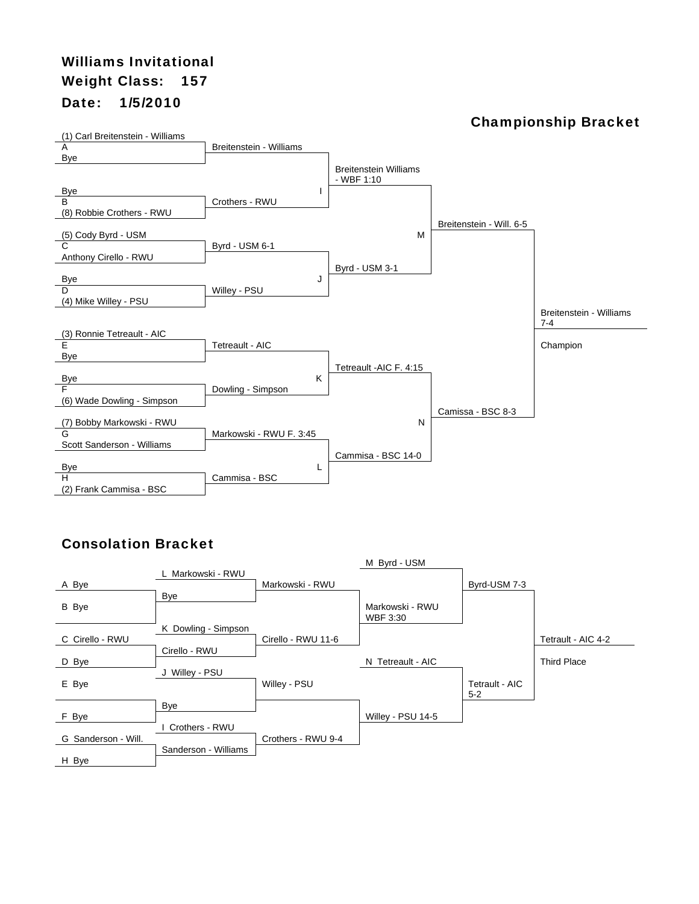# Williams Invitational

**Weight Class: 157**

**Date: 1/5/2010**

## Championship Bracket

**First Round**

| Bout | Wrestler 1 | Wrestler 2 | Result |
|---|---|---|---|
| A | (1) Carl Breitenstein - Williams | Bye | Breitenstein - Williams |
| B | Bye | (8) Robbie Crothers - RWU | Crothers - RWU |
| C | (5) Cody Byrd - USM | Anthony Cirello - RWU | Byrd - USM 6-1 |
| D | Bye | (4) Mike Willey - PSU | Willey - PSU |
| E | (3) Ronnie Tetreault - AIC | Bye | Tetreault - AIC |
| F | Bye | (6) Wade Dowling - Simpson | Dowling - Simpson |
| G | (7) Bobby Markowski - RWU | Scott Sanderson - Williams | Markowski - RWU F. 3:45 |
| H | Bye | (2) Frank Cammisa - BSC | Cammisa - BSC |

**Quarterfinals**

| Bout | Result |
|---|---|
| I | Breitenstein Williams - WBF 1:10 |
| J | Byrd - USM 3-1 |
| K | Tetreault -AIC F. 4:15 |
| L | Cammisa - BSC 14-0 |

**Semifinals**

| Bout | Result |
|---|---|
| M | Breitenstein - Will. 6-5 |
| N | Camissa - BSC 8-3 |

**Final**

Breitenstein - Williams 7-4

Champion

## Consolation Bracket

| Round 1 | Round 2 | Round 3 | Round 4 | Semifinal | Third Place |
|---|---|---|---|---|---|
| A Bye / B Bye | L Markowski - RWU vs. Bye | Markowski - RWU | M Byrd - USM vs. Markowski - RWU WBF 3:30 | Byrd-USM 7-3 | Tetrault - AIC 4-2 |
| C Cirello - RWU / D Bye | K Dowling - Simpson vs. Cirello - RWU | Cirello - RWU 11-6 | | | |
| E Bye / F Bye | J Willey - PSU vs. Bye | Willey - PSU | N Tetreault - AIC vs. Willey - PSU 14-5 | Tetrault - AIC 5-2 | |
| G Sanderson - Will. / H Bye | I Crothers - RWU vs. Sanderson - Williams | Crothers - RWU 9-4 | | | |

Third Place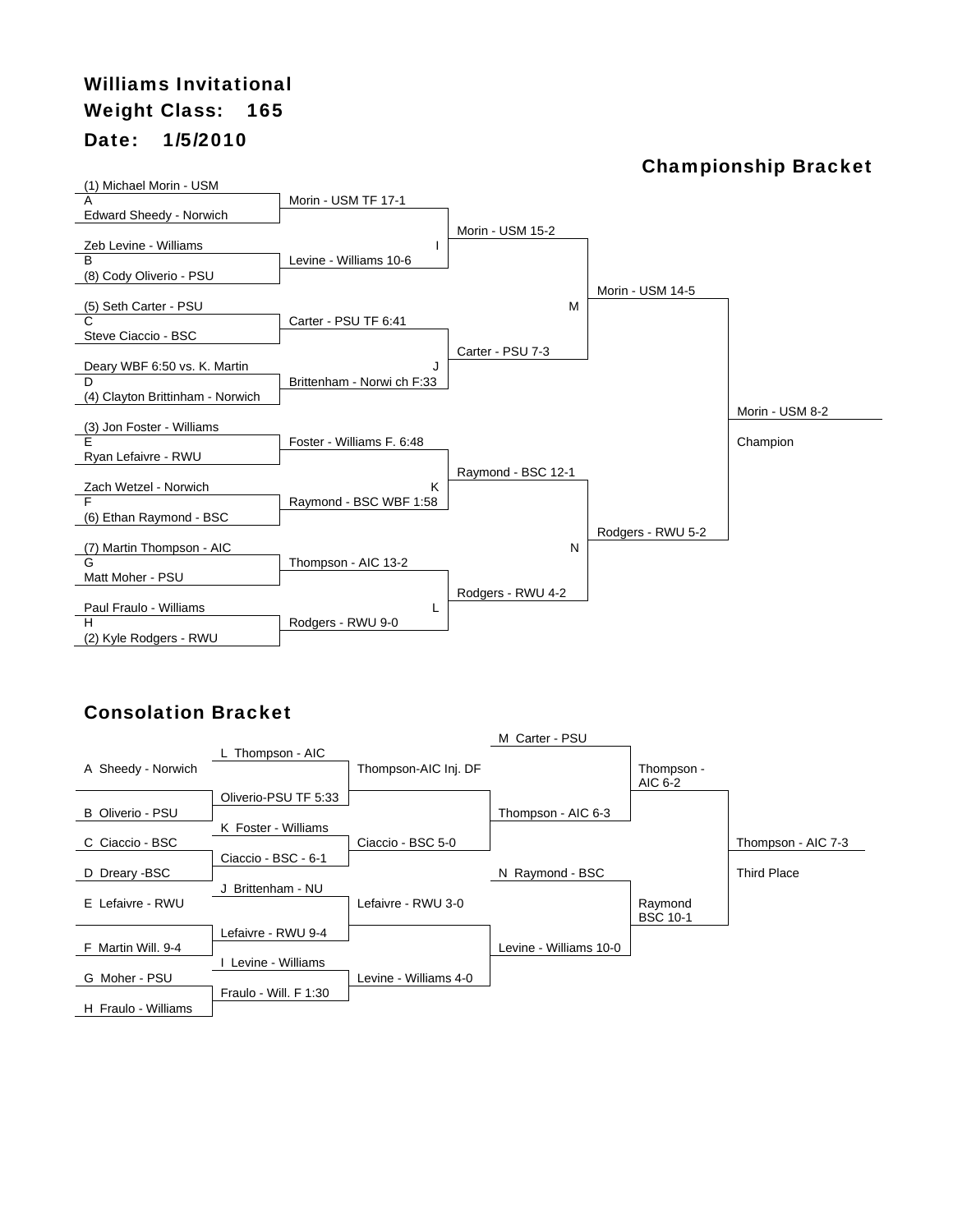**Williams Invitational**

**Weight Class: 165**

**Date: 1/5/2010**

## Championship Bracket

(1) Michael Morin - USM
A
Edward Sheedy - Norwich

Morin - USM TF 17-1

Zeb Levine - Williams
B
(8) Cody Oliverio - PSU

Levine - Williams 10-6

I
Morin - USM 15-2

(5) Seth Carter - PSU
C
Steve Ciaccio - BSC

Carter - PSU TF 6:41

Deary WBF 6:50 vs. K. Martin
D
(4) Clayton Brittinham - Norwich

Brittenham - Norwi ch F:33

J
Carter - PSU 7-3

M
Morin - USM 14-5

(3) Jon Foster - Williams
E
Ryan Lefaivre - RWU

Foster - Williams F. 6:48

Zach Wetzel - Norwich
F
(6) Ethan Raymond - BSC

Raymond - BSC WBF 1:58

K
Raymond - BSC 12-1

(7) Martin Thompson - AIC
G
Matt Moher - PSU

Thompson - AIC 13-2

Paul Fraulo - Williams
H
(2) Kyle Rodgers - RWU

Rodgers - RWU 9-0

L
Rodgers - RWU 4-2

N
Rodgers - RWU 5-2

Morin - USM 8-2

Champion

## Consolation Bracket

A Sheedy - Norwich
L Thompson - AIC
Thompson-AIC Inj. DF
B Oliverio - PSU
Oliverio-PSU TF 5:33

C Ciaccio - BSC
K Foster - Williams
Ciaccio - BSC 5-0
D Dreary -BSC
Ciaccio - BSC - 6-1

M Carter - PSU
Thompson - AIC 6-3
Thompson - AIC 6-2

E Lefaivre - RWU
J Brittenham - NU
Lefaivre - RWU 3-0
F Martin Will. 9-4
Lefaivre - RWU 9-4

G Moher - PSU
I Levine - Williams
Levine - Williams 4-0
H Fraulo - Williams
Fraulo - Will. F 1:30

N Raymond - BSC
Levine - Williams 10-0
Raymond BSC 10-1

Thompson - AIC 7-3

Third Place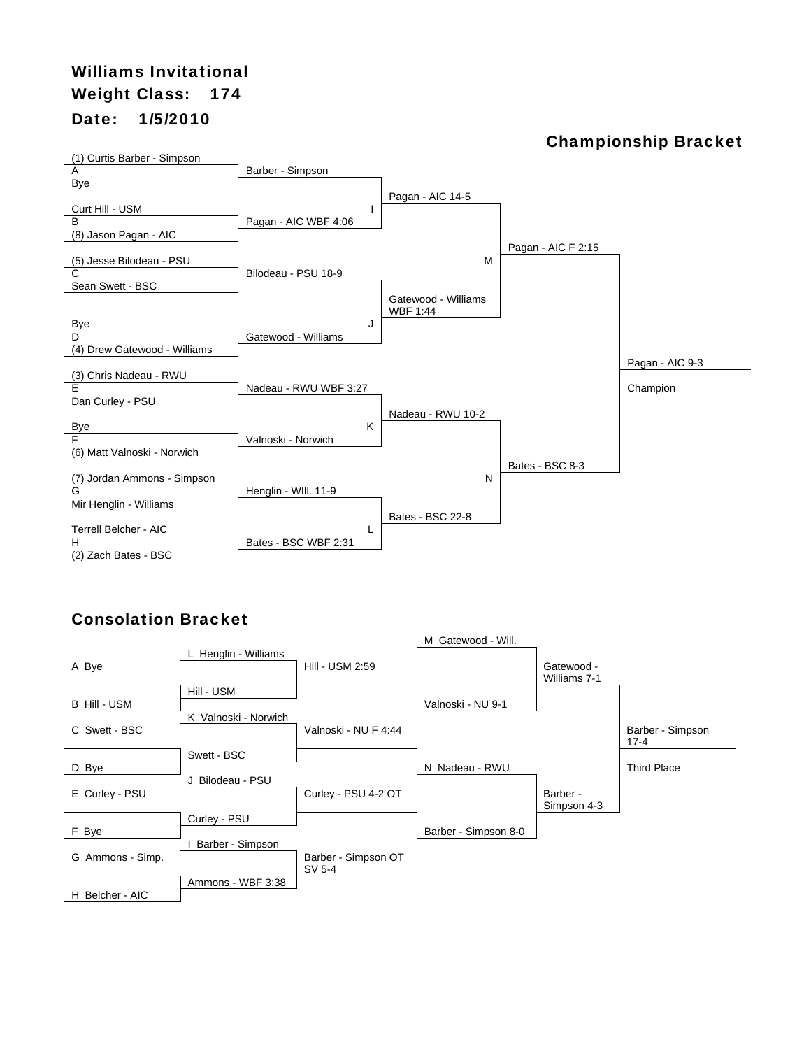# Williams Invitational

**Weight Class: 174**

**Date: 1/5/2010**

## Championship Bracket

### First Round

- **A**: (1) Curtis Barber - Simpson vs. Bye — Barber - Simpson
- **B**: Curt Hill - USM vs. (8) Jason Pagan - AIC — Pagan - AIC WBF 4:06
- **C**: (5) Jesse Bilodeau - PSU vs. Sean Swett - BSC — Bilodeau - PSU 18-9
- **D**: Bye vs. (4) Drew Gatewood - Williams — Gatewood - Williams
- **E**: (3) Chris Nadeau - RWU vs. Dan Curley - PSU — Nadeau - RWU WBF 3:27
- **F**: Bye vs. (6) Matt Valnoski - Norwich — Valnoski - Norwich
- **G**: (7) Jordan Ammons - Simpson vs. Mir Henglin - Williams — Henglin - WIll. 11-9
- **H**: Terrell Belcher - AIC vs. (2) Zach Bates - BSC — Bates - BSC WBF 2:31

### Quarterfinals

- **I**: Pagan - AIC 14-5
- **J**: Gatewood - Williams WBF 1:44
- **K**: Nadeau - RWU 10-2
- **L**: Bates - BSC 22-8

### Semifinals

- **M**: Pagan - AIC F 2:15
- **N**: Bates - BSC 8-3

### Final

Pagan - AIC 9-3

Champion

## Consolation Bracket

### First Round

- A Bye vs. B Hill - USM
- C Swett - BSC vs. D Bye
- E Curley - PSU vs. F Bye
- G Ammons - Simp. vs. H Belcher - AIC

### Second Round

- L Henglin - Williams vs. Hill - USM — Hill - USM 2:59
- K Valnoski - Norwich vs. Swett - BSC — Valnoski - NU F 4:44
- J Bilodeau - PSU vs. Curley - PSU — Curley - PSU 4-2 OT
- I Barber - Simpson vs. Ammons - WBF 3:38 — Barber - Simpson OT SV 5-4

### Third Round

- M Gatewood - Will. vs. Valnoski - NU 9-1 — Gatewood - Williams 7-1
- N Nadeau - RWU vs. Barber - Simpson 8-0 — Barber - Simpson 4-3

### Third Place

Barber - Simpson 17-4

Third Place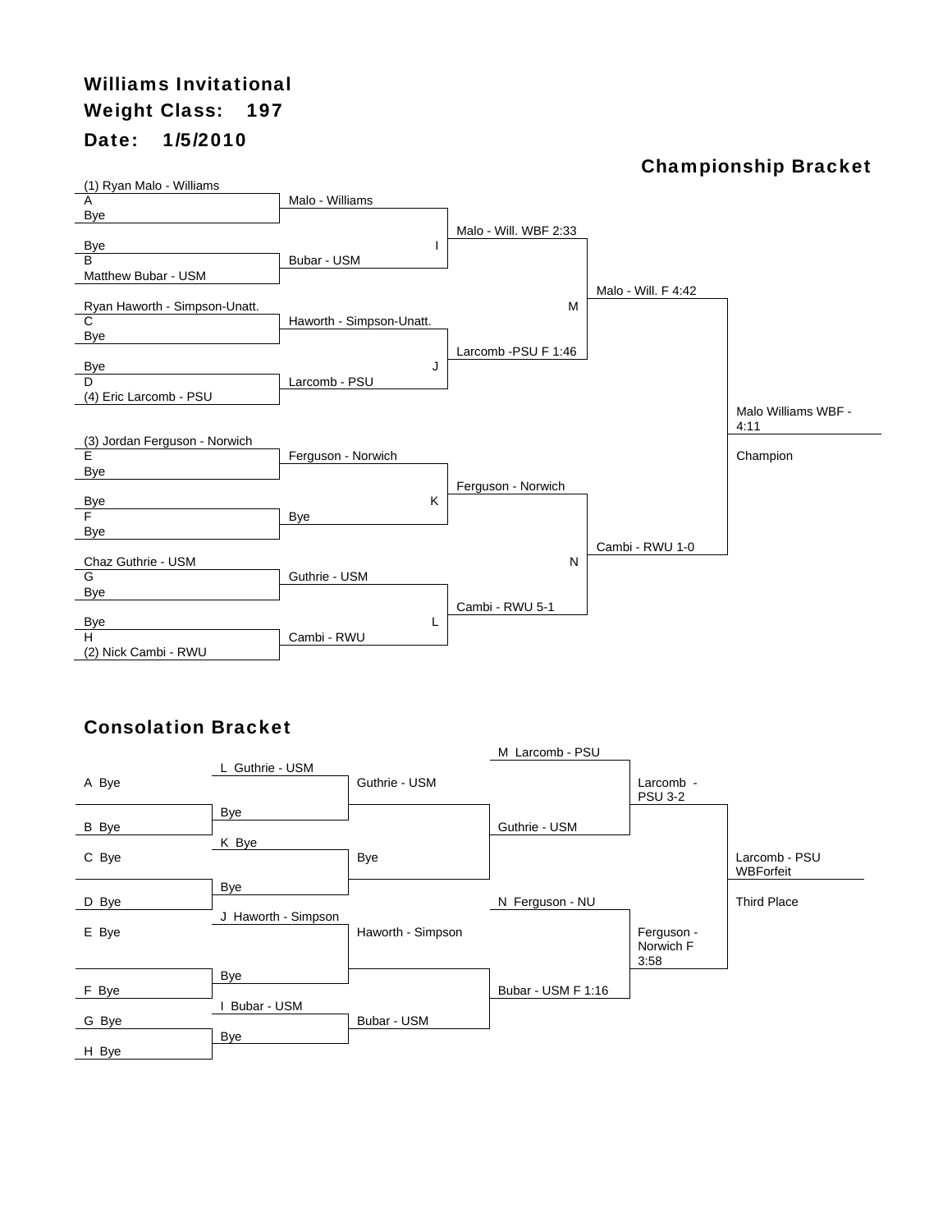# Williams Invitational

**Weight Class: 197**

**Date: 1/5/2010**

## Championship Bracket

| Bout | Wrestlers | Result |
|---|---|---|
| A | (1) Ryan Malo - Williams vs. Bye | Malo - Williams |
| B | Bye vs. Matthew Bubar - USM | Bubar - USM |
| C | Ryan Haworth - Simpson-Unatt. vs. Bye | Haworth - Simpson-Unatt. |
| D | Bye vs. (4) Eric Larcomb - PSU | Larcomb - PSU |
| E | (3) Jordan Ferguson - Norwich vs. Bye | Ferguson - Norwich |
| F | Bye vs. Bye | Bye |
| G | Chaz Guthrie - USM vs. Bye | Guthrie - USM |
| H | Bye vs. (2) Nick Cambi - RWU | Cambi - RWU |
| I | Malo - Williams vs. Bubar - USM | Malo - Will. WBF 2:33 |
| J | Haworth - Simpson-Unatt. vs. Larcomb - PSU | Larcomb -PSU F 1:46 |
| K | Ferguson - Norwich vs. Bye | Ferguson - Norwich |
| L | Guthrie - USM vs. Cambi - RWU | Cambi - RWU 5-1 |
| M | Malo - Will. vs. Larcomb - PSU | Malo - Will. F 4:42 |
| N | Ferguson - Norwich vs. Cambi - RWU | Cambi - RWU 1-0 |
| Final | Malo - Will. vs. Cambi - RWU | Malo Williams WBF - 4:11 |

Champion: Malo Williams WBF - 4:11

## Consolation Bracket

| Round | Wrestlers | Result |
|---|---|---|
| 1 | A Bye vs. B Bye | Bye |
| 1 | C Bye vs. D Bye | Bye |
| 1 | E Bye vs. F Bye | Bye |
| 1 | G Bye vs. H Bye | Bye |
| 2 | L Guthrie - USM vs. Bye | Guthrie - USM |
| 2 | K Bye vs. Bye | Bye |
| 2 | J Haworth - Simpson vs. Bye | Haworth - Simpson |
| 2 | I Bubar - USM vs. Bye | Bubar - USM |
| 3 | Guthrie - USM vs. Bye | Guthrie - USM |
| 3 | Haworth - Simpson vs. Bubar - USM | Bubar - USM F 1:16 |
| 4 | M Larcomb - PSU vs. Guthrie - USM | Larcomb - PSU 3-2 |
| 4 | N Ferguson - NU vs. Bubar - USM F 1:16 | Ferguson - Norwich F 3:58 |
| Third Place | Larcomb - PSU 3-2 vs. Ferguson - Norwich F 3:58 | Larcomb - PSU WBForfeit |

Third Place: Larcomb - PSU WBForfeit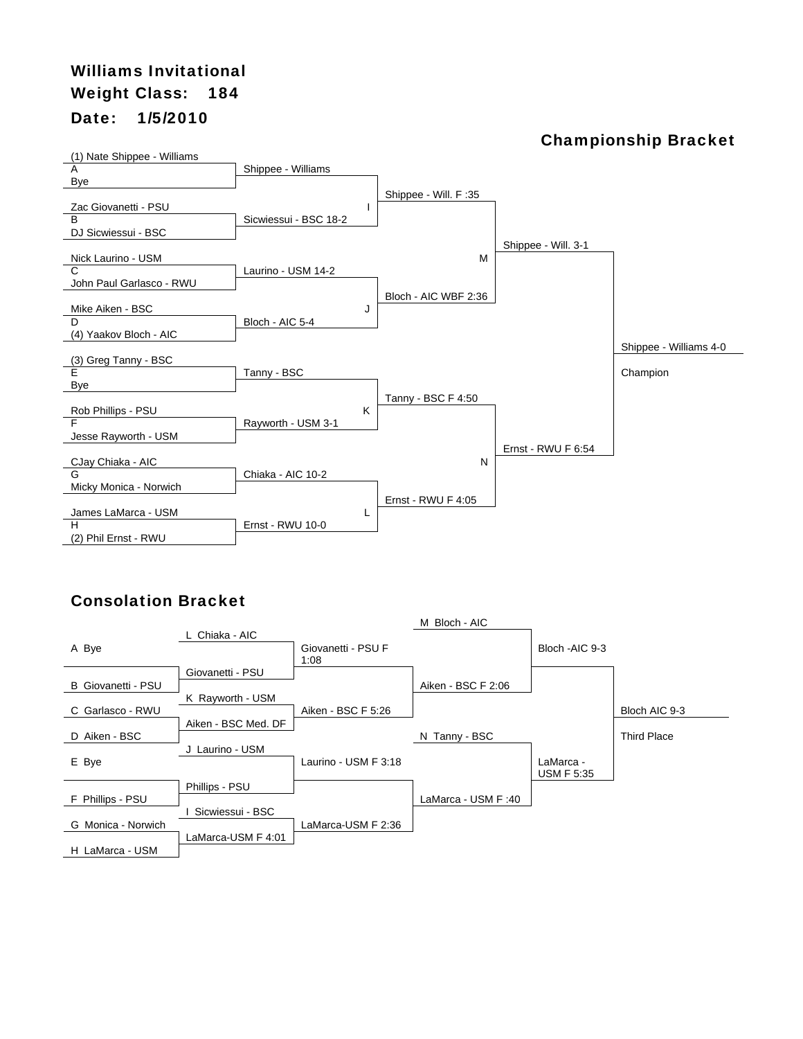# Williams Invitational

**Weight Class: 184**

**Date: 1/5/2010**

## Championship Bracket

| Bout | First Round | Quarterfinals | Semifinals | Finals | Champion |
|---|---|---|---|---|---|
| A | (1) Nate Shippee - Williams vs. Bye | Shippee - Williams | | | |
| B | Zac Giovanetti - PSU vs. DJ Sicwiessui - BSC | Sicwiessui - BSC 18-2 | I: Shippee - Will. F :35 | | |
| C | Nick Laurino - USM vs. John Paul Garlasco - RWU | Laurino - USM 14-2 | | M: Shippee - Will. 3-1 | |
| D | Mike Aiken - BSC vs. (4) Yaakov Bloch - AIC | Bloch - AIC 5-4 | J: Bloch - AIC WBF 2:36 | | |
| E | (3) Greg Tanny - BSC vs. Bye | Tanny - BSC | | | Shippee - Williams 4-0 Champion |
| F | Rob Phillips - PSU vs. Jesse Rayworth - USM | Rayworth - USM 3-1 | K: Tanny - BSC F 4:50 | | |
| G | CJay Chiaka - AIC vs. Micky Monica - Norwich | Chiaka - AIC 10-2 | | N: Ernst - RWU F 6:54 | |
| H | James LaMarca - USM vs. (2) Phil Ernst - RWU | Ernst - RWU 10-0 | L: Ernst - RWU F 4:05 | | |

## Consolation Bracket

| First Round | Second Round | Third Round | Fourth Round | Semifinals | Third Place |
|---|---|---|---|---|---|
| A Bye / B Giovanetti - PSU | L Chiaka - AIC vs. Giovanetti - PSU | Giovanetti - PSU F 1:08 | M Bloch - AIC vs. Aiken - BSC F 2:06 | Bloch -AIC 9-3 | Bloch AIC 9-3 Third Place |
| C Garlasco - RWU / D Aiken - BSC | K Rayworth - USM vs. Aiken - BSC Med. DF | Aiken - BSC F 5:26 | | | |
| E Bye / F Phillips - PSU | J Laurino - USM vs. Phillips - PSU | Laurino - USM F 3:18 | N Tanny - BSC vs. LaMarca - USM F :40 | LaMarca - USM F 5:35 | |
| G Monica - Norwich / H LaMarca - USM | I Sicwiessui - BSC vs. LaMarca-USM F 4:01 | LaMarca-USM F 2:36 | | | |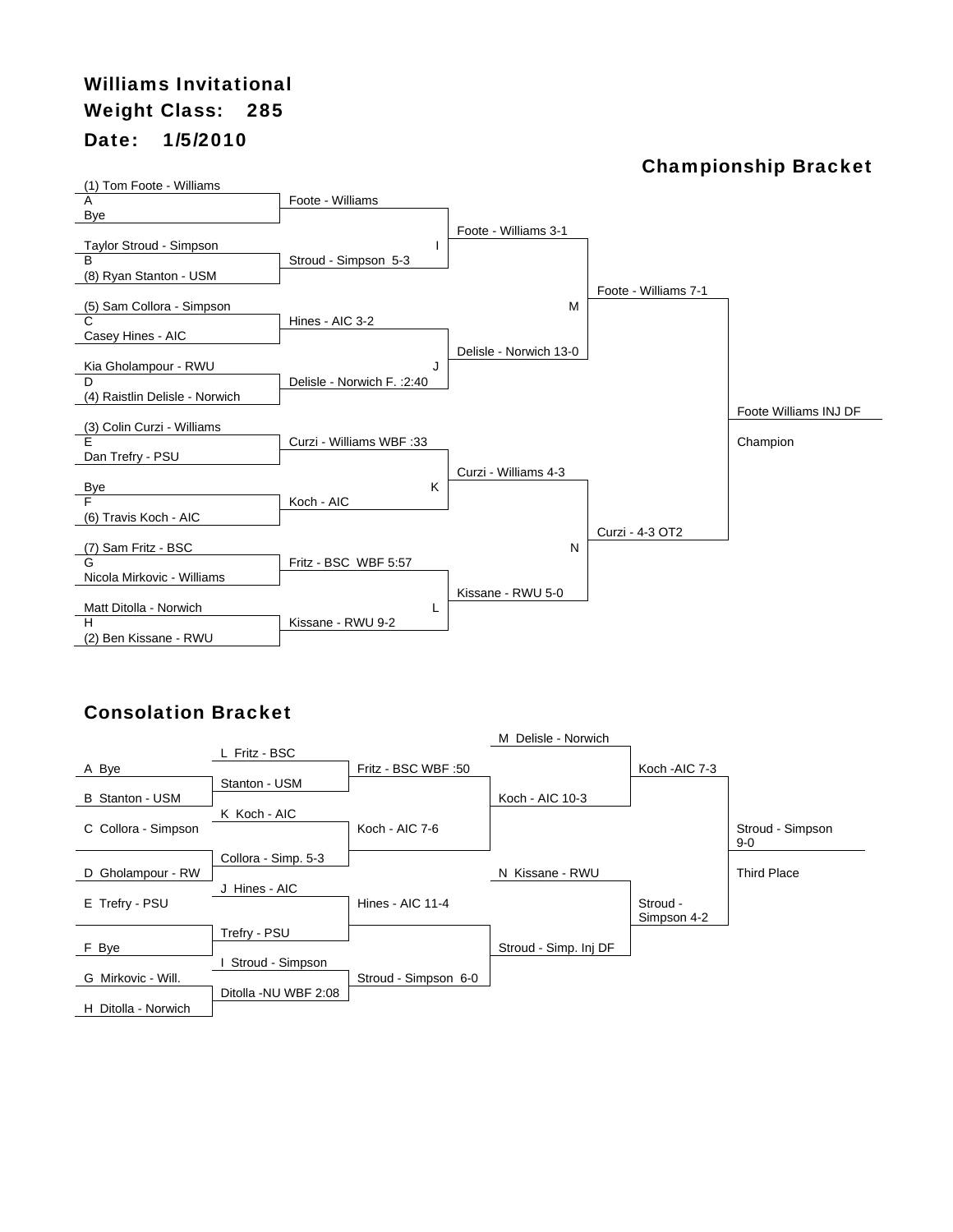# Williams Invitational

**Weight Class: 285**

**Date: 1/5/2010**

## Championship Bracket

(1) Tom Foote - Williams
A
Bye

Foote - Williams

Taylor Stroud - Simpson
B
(8) Ryan Stanton - USM

Stroud - Simpson 5-3

I
Foote - Williams 3-1

(5) Sam Collora - Simpson
C
Casey Hines - AIC

Hines - AIC 3-2

Kia Gholampour - RWU
D
(4) Raistlin Delisle - Norwich

Delisle - Norwich F. :2:40

J
Delisle - Norwich 13-0

M
Foote - Williams 7-1

(3) Colin Curzi - Williams
E
Dan Trefry - PSU

Curzi - Williams WBF :33

Bye
F
(6) Travis Koch - AIC

Koch - AIC

K
Curzi - Williams 4-3

(7) Sam Fritz - BSC
G
Nicola Mirkovic - Williams

Fritz - BSC WBF 5:57

Matt Ditolla - Norwich
H
(2) Ben Kissane - RWU

Kissane - RWU 9-2

L
Kissane - RWU 5-0

N
Curzi - 4-3 OT2

Foote Williams INJ DF

Champion

## Consolation Bracket

A Bye
B Stanton - USM

L Fritz - BSC
Stanton - USM

Fritz - BSC WBF :50

C Collora - Simpson
D Gholampour - RW

K Koch - AIC
Collora - Simp. 5-3

Koch - AIC 7-6

M Delisle - Norwich
Koch - AIC 10-3

Koch -AIC 7-3

E Trefry - PSU
F Bye

J Hines - AIC
Trefry - PSU

Hines - AIC 11-4

G Mirkovic - Will.
H Ditolla - Norwich

I Stroud - Simpson
Ditolla -NU WBF 2:08

Stroud - Simpson 6-0

N Kissane - RWU
Stroud - Simp. Inj DF

Stroud - Simpson 4-2

Stroud - Simpson 9-0

Third Place